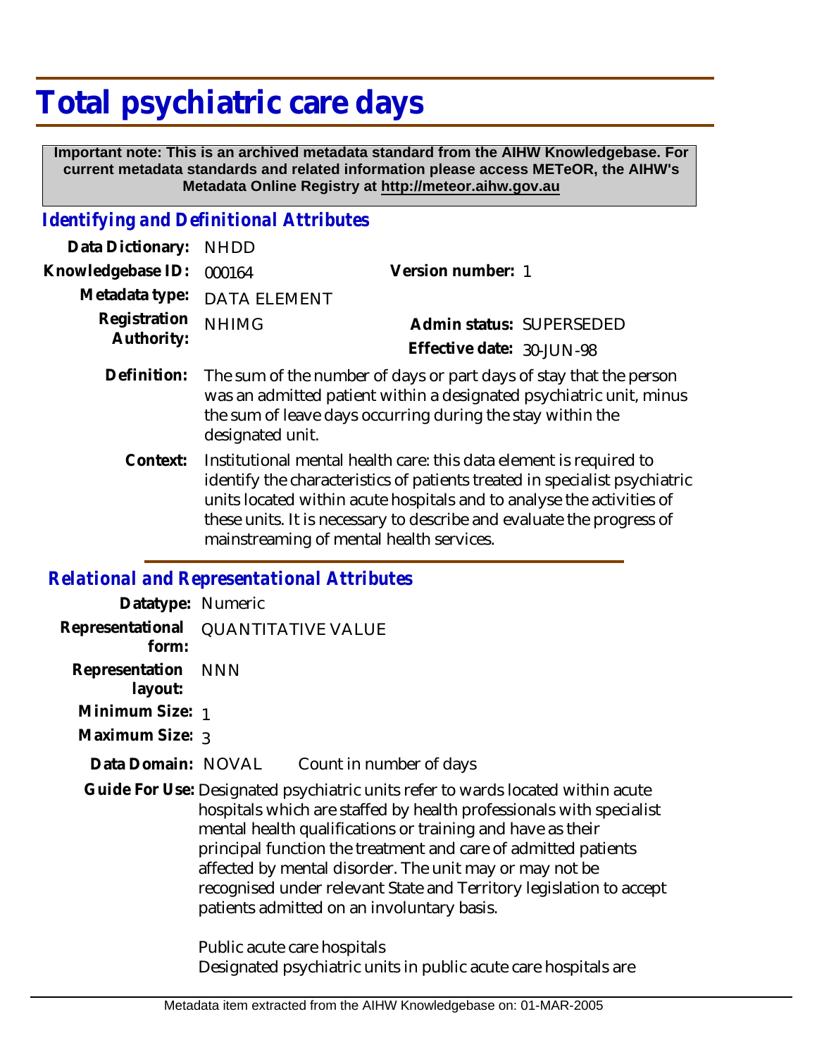# Total psychiatric care days

**Important note: This is an archived metadata standard from the AIHW Knowledgebase. For current metadata standards and related information please access METeOR, the AIHW's Metadata Online Registry at http://meteor.aihw.gov.au**

## *Identifying and Definitional Attributes*

| | | | |
|---|---|---|---|
| **Data Dictionary:** | NHDD | | |
| **Knowledgebase ID:** | 000164 | **Version number:** | 1 |
| **Metadata type:** | DATA ELEMENT | | |
| **Registration Authority:** | NHIMG | **Admin status:** | SUPERSEDED |
| | | **Effective date:** | 30-JUN-98 |

**Definition:** The sum of the number of days or part days of stay that the person was an admitted patient within a designated psychiatric unit, minus the sum of leave days occurring during the stay within the designated unit.

**Context:** Institutional mental health care: this data element is required to identify the characteristics of patients treated in specialist psychiatric units located within acute hospitals and to analyse the activities of these units. It is necessary to describe and evaluate the progress of mainstreaming of mental health services.

## *Relational and Representational Attributes*

**Datatype:** Numeric

**Representational form:** QUANTITATIVE VALUE

**Representation layout:** NNN

**Minimum Size:** 1

**Maximum Size:** 3

**Data Domain:** NOVAL Count in number of days

**Guide For Use:** Designated psychiatric units refer to wards located within acute hospitals which are staffed by health professionals with specialist mental health qualifications or training and have as their principal function the treatment and care of admitted patients affected by mental disorder. The unit may or may not be recognised under relevant State and Territory legislation to accept patients admitted on an involuntary basis.

Public acute care hospitals
Designated psychiatric units in public acute care hospitals are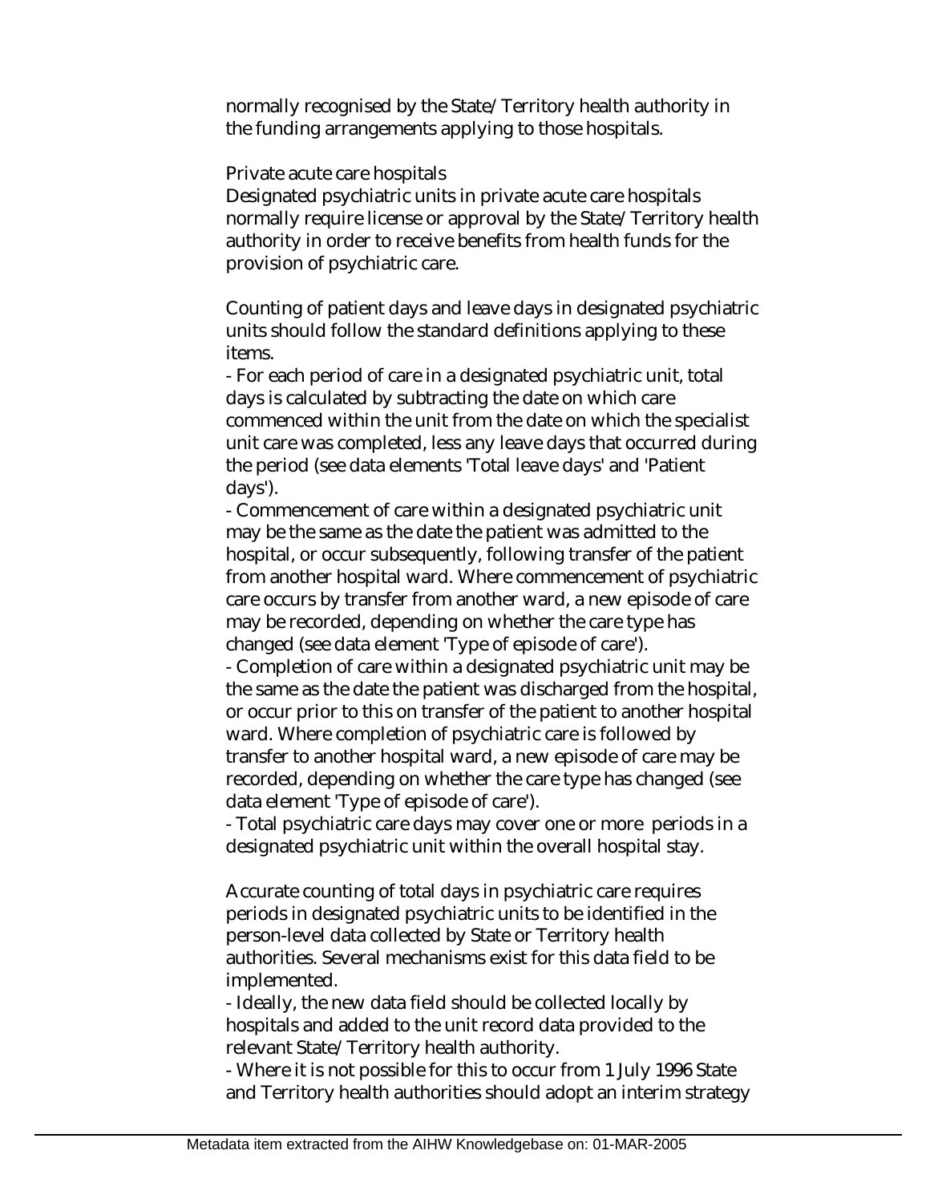normally recognised by the State/Territory health authority in the funding arrangements applying to those hospitals.

Private acute care hospitals
Designated psychiatric units in private acute care hospitals normally require license or approval by the State/Territory health authority in order to receive benefits from health funds for the provision of psychiatric care.

Counting of patient days and leave days in designated psychiatric units should follow the standard definitions applying to these items.

- For each period of care in a designated psychiatric unit, total days is calculated by subtracting the date on which care commenced within the unit from the date on which the specialist unit care was completed, less any leave days that occurred during the period (see data elements 'Total leave days' and 'Patient days').
- Commencement of care within a designated psychiatric unit may be the same as the date the patient was admitted to the hospital, or occur subsequently, following transfer of the patient from another hospital ward. Where commencement of psychiatric care occurs by transfer from another ward, a new episode of care may be recorded, depending on whether the care type has changed (see data element 'Type of episode of care').
- Completion of care within a designated psychiatric unit may be the same as the date the patient was discharged from the hospital, or occur prior to this on transfer of the patient to another hospital ward. Where completion of psychiatric care is followed by transfer to another hospital ward, a new episode of care may be recorded, depending on whether the care type has changed (see data element 'Type of episode of care').
- Total psychiatric care days may cover one or more periods in a designated psychiatric unit within the overall hospital stay.

Accurate counting of total days in psychiatric care requires periods in designated psychiatric units to be identified in the person-level data collected by State or Territory health authorities. Several mechanisms exist for this data field to be implemented.

- Ideally, the new data field should be collected locally by hospitals and added to the unit record data provided to the relevant State/Territory health authority.
- Where it is not possible for this to occur from 1 July 1996 State and Territory health authorities should adopt an interim strategy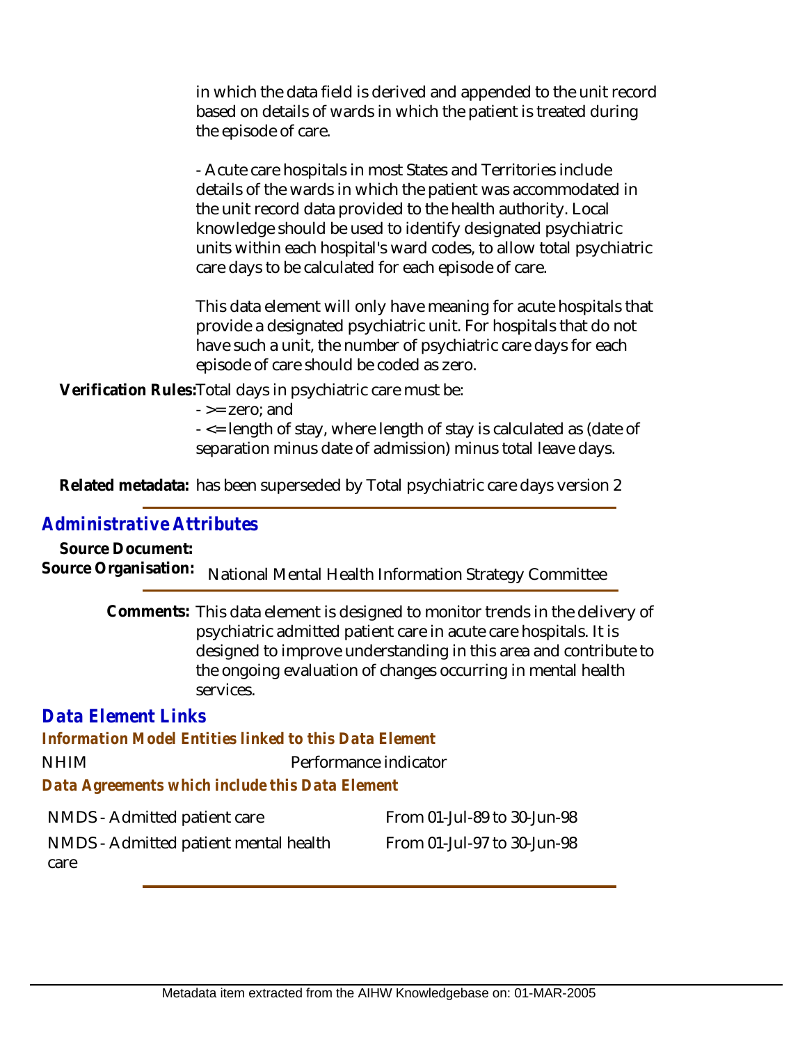in which the data field is derived and appended to the unit record based on details of wards in which the patient is treated during the episode of care.

- Acute care hospitals in most States and Territories include details of the wards in which the patient was accommodated in the unit record data provided to the health authority. Local knowledge should be used to identify designated psychiatric units within each hospital's ward codes, to allow total psychiatric care days to be calculated for each episode of care.

This data element will only have meaning for acute hospitals that provide a designated psychiatric unit. For hospitals that do not have such a unit, the number of psychiatric care days for each episode of care should be coded as zero.

**Verification Rules:** Total days in psychiatric care must be:

- >= zero; and
- <= length of stay, where length of stay is calculated as (date of separation minus date of admission) minus total leave days.

**Related metadata:** has been superseded by Total psychiatric care days version 2

## Administrative Attributes

**Source Document:**

**Source Organisation:** National Mental Health Information Strategy Committee

**Comments:** This data element is designed to monitor trends in the delivery of psychiatric admitted patient care in acute care hospitals. It is designed to improve understanding in this area and contribute to the ongoing evaluation of changes occurring in mental health services.

## Data Element Links

### Information Model Entities linked to this Data Element

| | |
|---|---|
| NHIM | Performance indicator |

### Data Agreements which include this Data Element

| | |
|---|---|
| NMDS - Admitted patient care | From 01-Jul-89 to 30-Jun-98 |
| NMDS - Admitted patient mental health care | From 01-Jul-97 to 30-Jun-98 |

Metadata item extracted from the AIHW Knowledgebase on: 01-MAR-2005